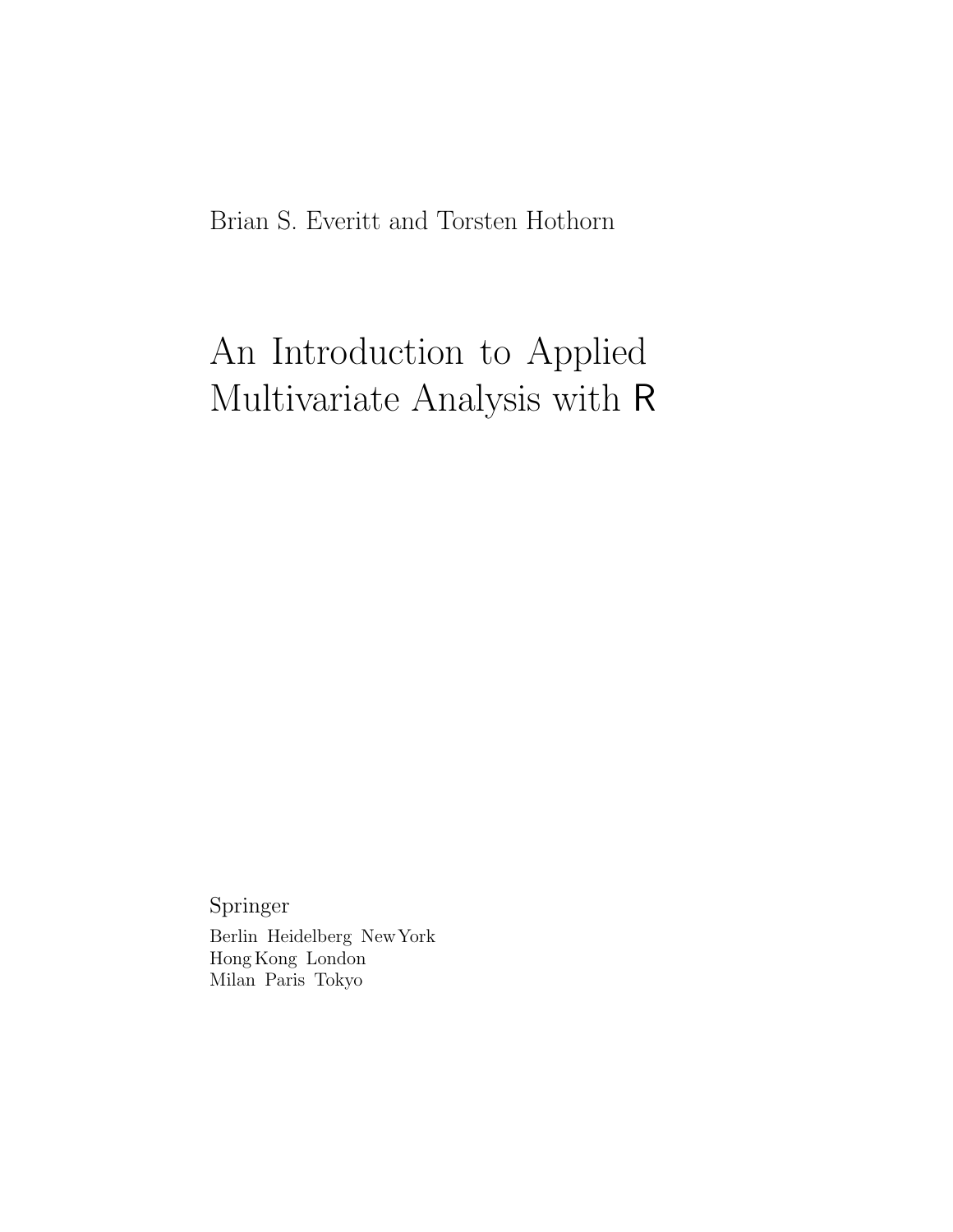Brian S. Everitt and Torsten Hothorn

# An Introduction to Applied Multivariate Analysis with R

Springer

Berlin Heidelberg New York
Hong Kong London
Milan Paris Tokyo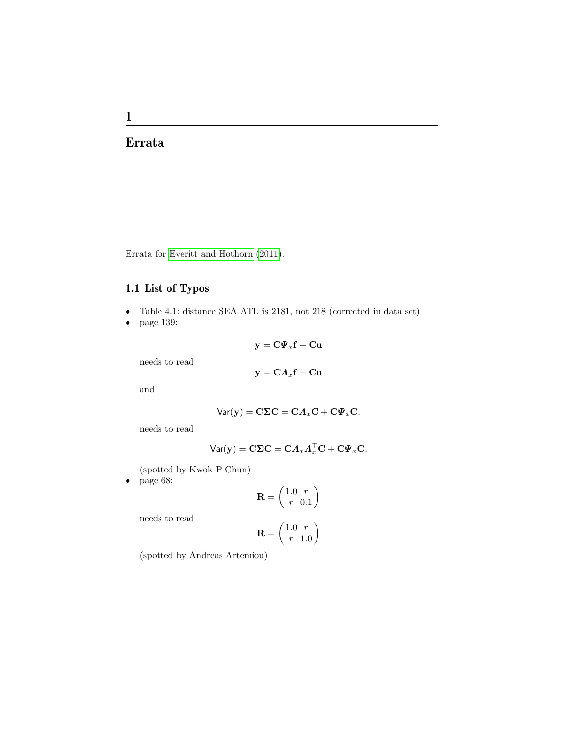# 1

# Errata

Errata for Everitt and Hothorn (2011).

## 1.1 List of Typos

- Table 4.1: distance SEA ATL is 2181, not 218 (corrected in data set)
- page 139:

  $$\mathbf{y} = \mathbf{C}\boldsymbol{\Psi}_x\mathbf{f} + \mathbf{C}\mathbf{u}$$

  needs to read

  $$\mathbf{y} = \mathbf{C}\boldsymbol{\Lambda}_x\mathbf{f} + \mathbf{C}\mathbf{u}$$

  and

  $$\mathsf{Var}(\mathbf{y}) = \mathbf{C}\boldsymbol{\Sigma}\mathbf{C} = \mathbf{C}\boldsymbol{\Lambda}_x\mathbf{C} + \mathbf{C}\boldsymbol{\Psi}_x\mathbf{C}.$$

  needs to read

  $$\mathsf{Var}(\mathbf{y}) = \mathbf{C}\boldsymbol{\Sigma}\mathbf{C} = \mathbf{C}\boldsymbol{\Lambda}_x\boldsymbol{\Lambda}_x^\top\mathbf{C} + \mathbf{C}\boldsymbol{\Psi}_x\mathbf{C}.$$

  (spotted by Kwok P Chun)
- page 68:

  $$\mathbf{R} = \begin{pmatrix} 1.0 & r \\ r & 0.1 \end{pmatrix}$$

  needs to read

  $$\mathbf{R} = \begin{pmatrix} 1.0 & r \\ r & 1.0 \end{pmatrix}$$

  (spotted by Andreas Artemiou)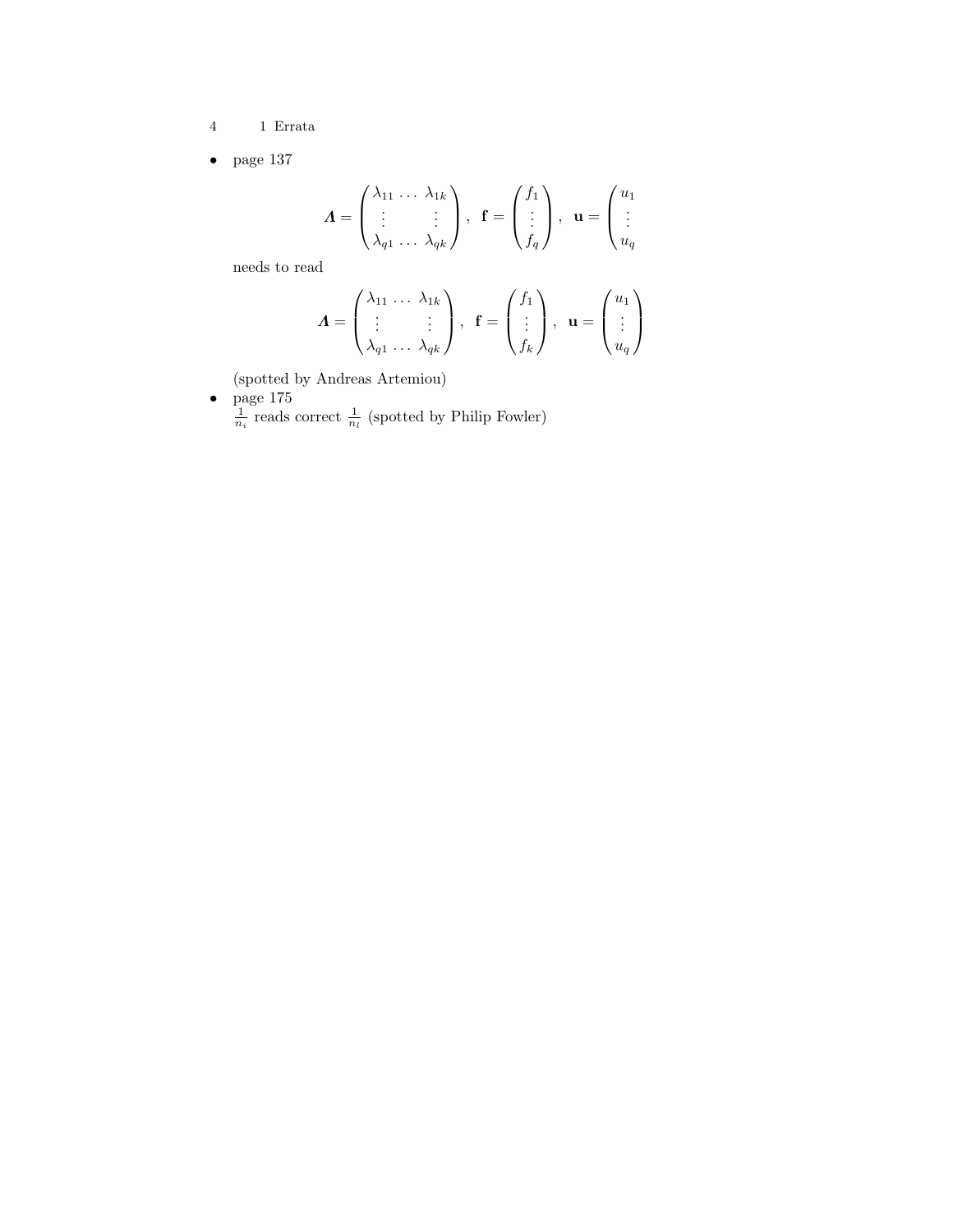- page 137

$$\boldsymbol{\Lambda} = \begin{pmatrix} \lambda_{11} & \dots & \lambda_{1k} \\ \vdots & & \vdots \\ \lambda_{q1} & \dots & \lambda_{qk} \end{pmatrix}, \quad \mathbf{f} = \begin{pmatrix} f_1 \\ \vdots \\ f_q \end{pmatrix}, \quad \mathbf{u} = \begin{pmatrix} u_1 \\ \vdots \\ u_q \end{pmatrix}$$

  needs to read

$$\boldsymbol{\Lambda} = \begin{pmatrix} \lambda_{11} & \dots & \lambda_{1k} \\ \vdots & & \vdots \\ \lambda_{q1} & \dots & \lambda_{qk} \end{pmatrix}, \quad \mathbf{f} = \begin{pmatrix} f_1 \\ \vdots \\ f_k \end{pmatrix}, \quad \mathbf{u} = \begin{pmatrix} u_1 \\ \vdots \\ u_q \end{pmatrix}$$

  (spotted by Andreas Artemiou)

- page 175
  $\frac{1}{n_i}$ reads correct $\frac{1}{n_l}$ (spotted by Philip Fowler)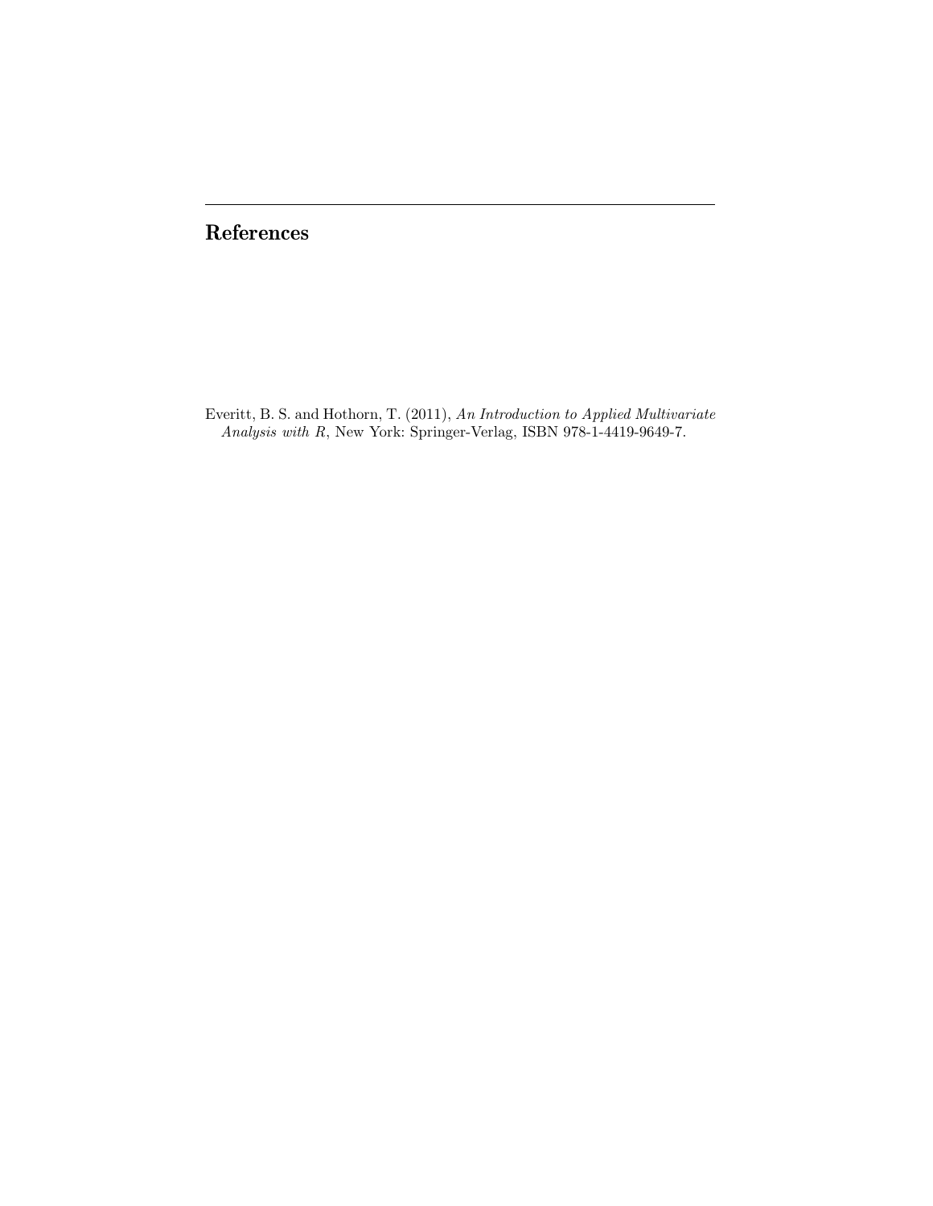## References

Everitt, B. S. and Hothorn, T. (2011), *An Introduction to Applied Multivariate Analysis with R*, New York: Springer-Verlag, ISBN 978-1-4419-9649-7.